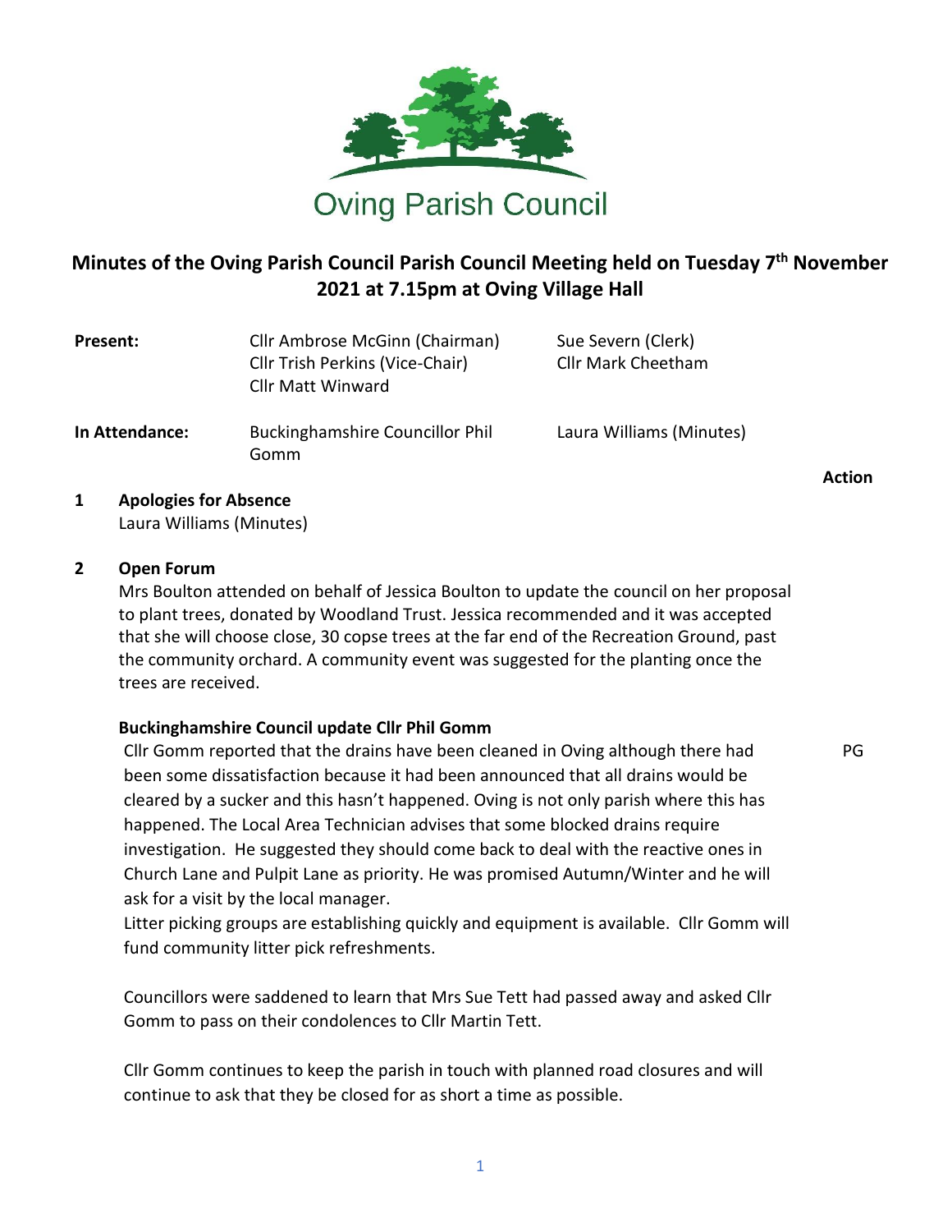Oving Parish Council

# Minutes of the Oving Parish Council Parish Council Meeting held on Tuesday 7th November 2021 at 7.15pm at Oving Village Hall

| | | |
|---|---|---|
| **Present:** | Cllr Ambrose McGinn (Chairman)<br>Cllr Trish Perkins (Vice-Chair)<br>Cllr Matt Winward | Sue Severn (Clerk)<br>Cllr Mark Cheetham |
| **In Attendance:** | Buckinghamshire Councillor Phil Gomm | Laura Williams (Minutes) |

**Action**

**1 Apologies for Absence**

Laura Williams (Minutes)

**2 Open Forum**

Mrs Boulton attended on behalf of Jessica Boulton to update the council on her proposal to plant trees, donated by Woodland Trust. Jessica recommended and it was accepted that she will choose close, 30 copse trees at the far end of the Recreation Ground, past the community orchard. A community event was suggested for the planting once the trees are received.

**Buckinghamshire Council update Cllr Phil Gomm**

Cllr Gomm reported that the drains have been cleaned in Oving although there had been some dissatisfaction because it had been announced that all drains would be cleared by a sucker and this hasn't happened. Oving is not only parish where this has happened. The Local Area Technician advises that some blocked drains require investigation. He suggested they should come back to deal with the reactive ones in Church Lane and Pulpit Lane as priority. He was promised Autumn/Winter and he will ask for a visit by the local manager. — **PG**

Litter picking groups are establishing quickly and equipment is available. Cllr Gomm will fund community litter pick refreshments.

Councillors were saddened to learn that Mrs Sue Tett had passed away and asked Cllr Gomm to pass on their condolences to Cllr Martin Tett.

Cllr Gomm continues to keep the parish in touch with planned road closures and will continue to ask that they be closed for as short a time as possible.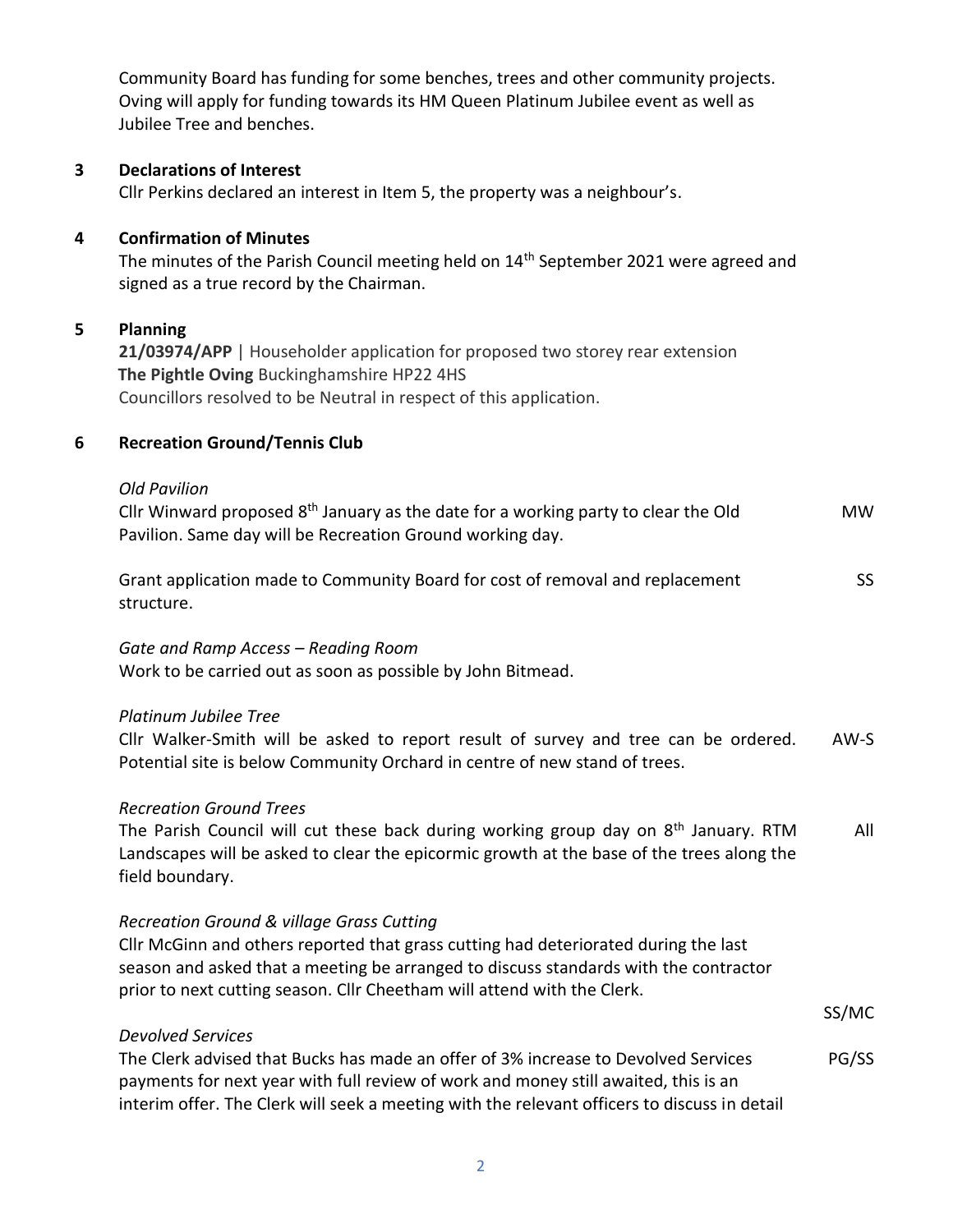Community Board has funding for some benches, trees and other community projects. Oving will apply for funding towards its HM Queen Platinum Jubilee event as well as Jubilee Tree and benches.

## 3 Declarations of Interest

Cllr Perkins declared an interest in Item 5, the property was a neighbour's.

## 4 Confirmation of Minutes

The minutes of the Parish Council meeting held on 14th September 2021 were agreed and signed as a true record by the Chairman.

## 5 Planning

**21/03974/APP** | Householder application for proposed two storey rear extension
**The Pightle Oving** Buckinghamshire HP22 4HS
Councillors resolved to be Neutral in respect of this application.

## 6 Recreation Ground/Tennis Club

*Old Pavilion*

Cllr Winward proposed 8th January as the date for a working party to clear the Old Pavilion. Same day will be Recreation Ground working day. — MW

Grant application made to Community Board for cost of removal and replacement structure. — SS

*Gate and Ramp Access – Reading Room*

Work to be carried out as soon as possible by John Bitmead.

*Platinum Jubilee Tree*

Cllr Walker-Smith will be asked to report result of survey and tree can be ordered. Potential site is below Community Orchard in centre of new stand of trees. — AW-S

*Recreation Ground Trees*

The Parish Council will cut these back during working group day on 8th January. RTM Landscapes will be asked to clear the epicormic growth at the base of the trees along the field boundary. — All

*Recreation Ground & village Grass Cutting*

Cllr McGinn and others reported that grass cutting had deteriorated during the last season and asked that a meeting be arranged to discuss standards with the contractor prior to next cutting season. Cllr Cheetham will attend with the Clerk. — SS/MC

*Devolved Services*

The Clerk advised that Bucks has made an offer of 3% increase to Devolved Services payments for next year with full review of work and money still awaited, this is an interim offer. The Clerk will seek a meeting with the relevant officers to discuss in detail — PG/SS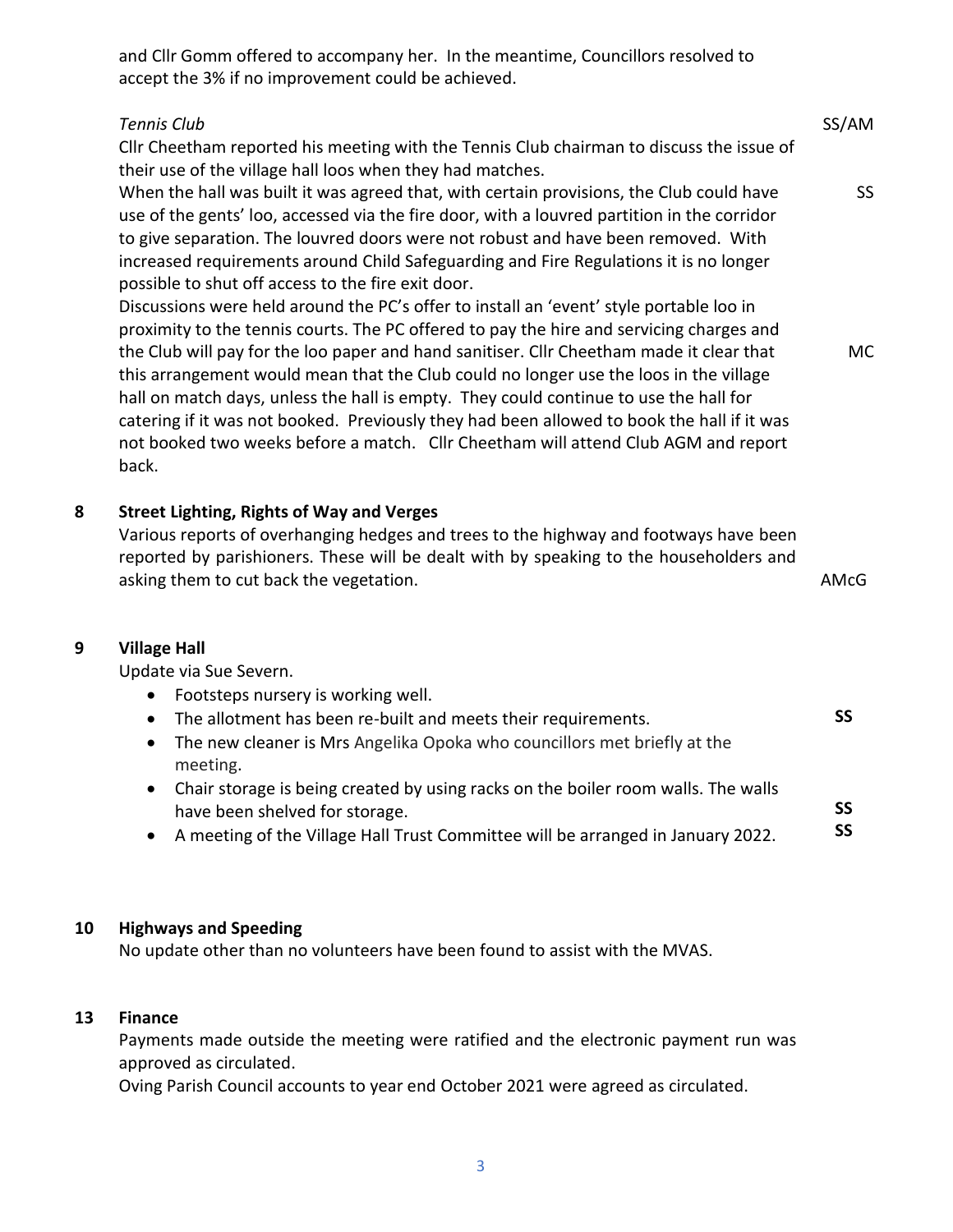and Cllr Gomm offered to accompany her. In the meantime, Councillors resolved to accept the 3% if no improvement could be achieved.

*Tennis Club* SS/AM

Cllr Cheetham reported his meeting with the Tennis Club chairman to discuss the issue of their use of the village hall loos when they had matches.

When the hall was built it was agreed that, with certain provisions, the Club could have use of the gents' loo, accessed via the fire door, with a louvred partition in the corridor to give separation. The louvred doors were not robust and have been removed. With increased requirements around Child Safeguarding and Fire Regulations it is no longer possible to shut off access to the fire exit door. SS

Discussions were held around the PC's offer to install an 'event' style portable loo in proximity to the tennis courts. The PC offered to pay the hire and servicing charges and the Club will pay for the loo paper and hand sanitiser. Cllr Cheetham made it clear that this arrangement would mean that the Club could no longer use the loos in the village hall on match days, unless the hall is empty. They could continue to use the hall for catering if it was not booked. Previously they had been allowed to book the hall if it was not booked two weeks before a match. Cllr Cheetham will attend Club AGM and report back. MC

## 8 Street Lighting, Rights of Way and Verges

Various reports of overhanging hedges and trees to the highway and footways have been reported by parishioners. These will be dealt with by speaking to the householders and asking them to cut back the vegetation. AMcG

## 9 Village Hall

Update via Sue Severn.

- Footsteps nursery is working well.
- The allotment has been re-built and meets their requirements. **SS**
- The new cleaner is Mrs Angelika Opoka who councillors met briefly at the meeting.
- Chair storage is being created by using racks on the boiler room walls. The walls have been shelved for storage. **SS**
- A meeting of the Village Hall Trust Committee will be arranged in January 2022. **SS**

## 10 Highways and Speeding

No update other than no volunteers have been found to assist with the MVAS.

## 13 Finance

Payments made outside the meeting were ratified and the electronic payment run was approved as circulated.

Oving Parish Council accounts to year end October 2021 were agreed as circulated.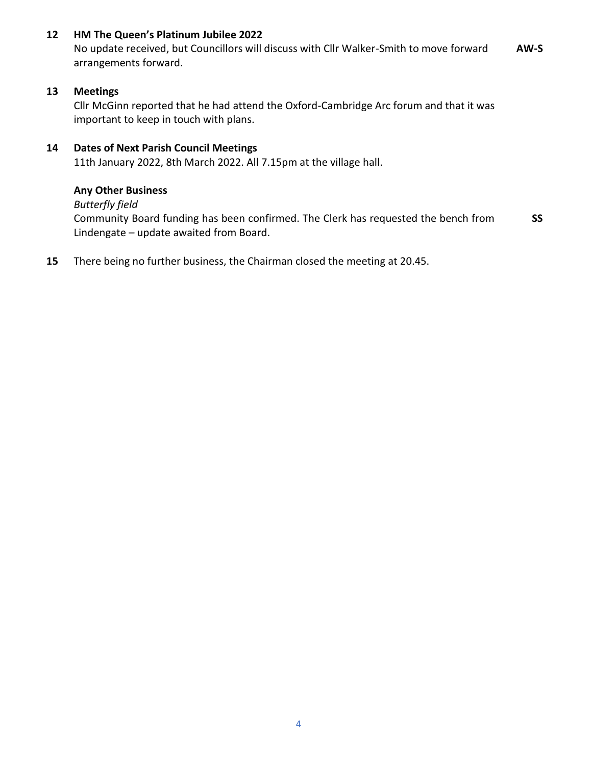**12 HM The Queen's Platinum Jubilee 2022**

No update received, but Councillors will discuss with Cllr Walker-Smith to move forward arrangements forward. **AW-S**

**13 Meetings**

Cllr McGinn reported that he had attend the Oxford-Cambridge Arc forum and that it was important to keep in touch with plans.

**14 Dates of Next Parish Council Meetings**

11th January 2022, 8th March 2022. All 7.15pm at the village hall.

**Any Other Business**

*Butterfly field*

Community Board funding has been confirmed. The Clerk has requested the bench from Lindengate – update awaited from Board. **SS**

**15** There being no further business, the Chairman closed the meeting at 20.45.